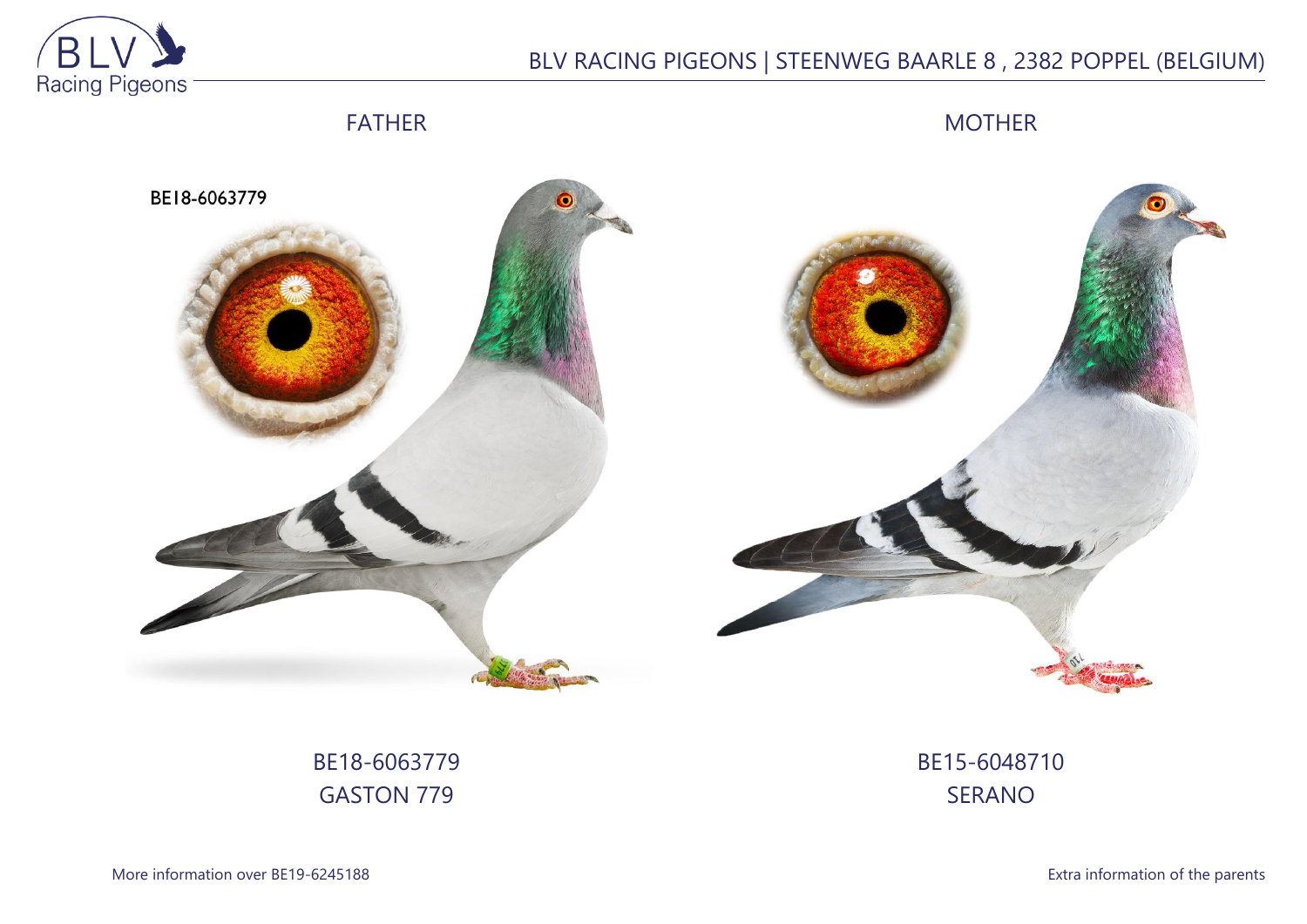# BLV RACING PIGEONS | STEENWEG BAARLE 8 , 2382 POPPEL (BELGIUM)

| FATHER | MOTHER |
|---|---|
| BE18-6063779 | BE15-6048710 |
| GASTON 779 | SERANO |

More information over BE19-6245188

Extra information of the parents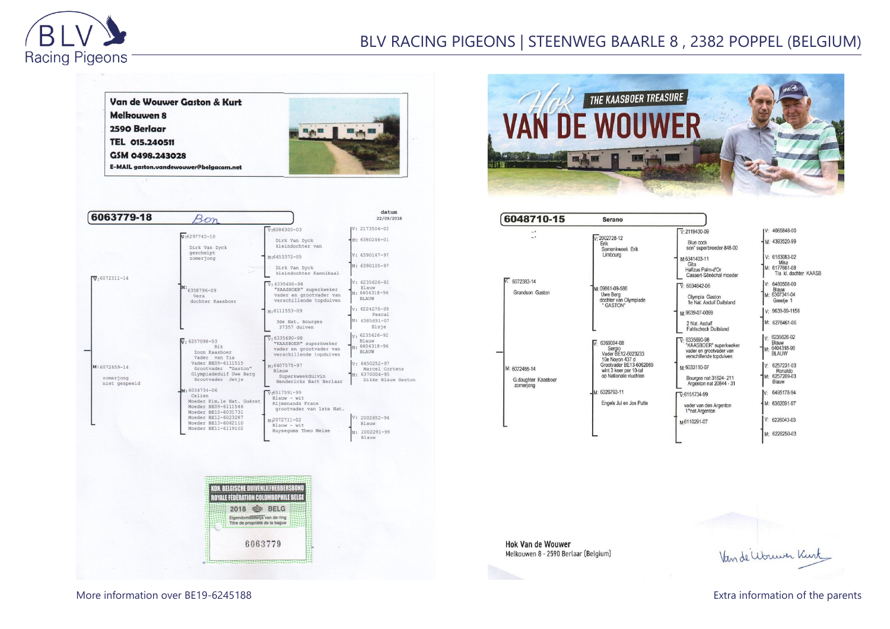BLV RACING PIGEONS | STEENWEG BAARLE 8 , 2382 POPPEL (BELGIUM)

**Van de Wouwer Gaston & Kurt**
**Melkouwen 8**
**2590 Berlaar**
**TEL 015.240511**
**GSM 0498.243028**
**E-MAIL gaston.vandewouwer@belgacom.net**

**6063779-18** Bon

datum 22/09/2018

V: 6072311-14

- V: 6297742-10 — Dirk Van Dyck geschelpt zomerjong
  - V: 6086300-03 — Dirk Van Dyck kleindochter van
    - V: 2173504-02
    - M: 6380246-01
  - M: 6453372-05 — Dirk Van Dyck kleindochter Kannibaal
    - V: 6390147-97
    - M: 6390105-97
- M: 6358796-09 — Vera dochter Kaasboer
  - V: 6335690-98 — "KAASBOER" superkweker vader en grootvader van verschillende topduiven
    - V: 6235626-92 Blauw
    - M: 6404318-96 BLAUW
  - M: 6111553-09 — 3de Nat. Bourges 37357 duiven
    - V: 6224270-08 Pascal
    - M: 6385691-07 Elsje

M: 6072459-14 — zomerjong niet gespeeld

- V: 6257098-03 — Rik Zoon Kaasboer Vader van Tia Vader BE09-6111515 Grootvader "Gaston" Olympiadeduif Uwe Berg Grootvader Jetje
  - V: 6335690-98 — "KAASBOER" superkweker vader en grootvader van verschillende topduiven
    - V: 6235626-92 Blauw
    - M: 6404318-96 BLAUW
  - M: 6407575-97 — Blauw Superkweekduivin Henderickx Bart Berlaar
    - V: 6450252-97 Marcel Cortens
    - M: 6370004-95 Dikke Blauw Gaston
- M: 6034734-06 — Celien Moeder Kim,1e Nat. Guéret Moeder BE09-6111546 Moeder BE10-6031731 Moeder BE12-6023287 Moeder BE13-6062110 Moeder BE11-6119102
  - V: 6517591-99 — Blauw - wit Rijmenands Frans grootvader van 1ste Nat.
  - M: 2072711-02 — Blauw - wit Huysegoms Theo Meise
    - V: 2002652-94 Blauw
    - M: 2002291-99 Blauw

KON. BELGISCHE DUIVENLIEFHEBBERSBOND
ROYALE FÉDÉRATION COLOMBOPHILE BELGE
2018 BELG
Eigendomsbewijs van de ring
Titre de propriété de la bague
6063779

HOK VAN DE WOUWER
THE KAASBOER TREASURE

**6048710-15** **Serano**

V: 6072383-14 — Grandson Gaston

- V: 2002728-12 — Erik Samenkweek Erik Limbourg
  - V: 2119430-09 — Blue cock son" superbreeder 848-00
    - V: 4065848-00
    - M: 4393520-99
  - M: 6341403-11 — Gita Halfzus Palm-d'Or Casaert-Sénéchal moeder
    - V: 6183083-02 Mike
    - M: 6177661-08 Tia kl. dochter KAASB
- M: 09861-09-586 — Uwe Berg dochter van Olympiade "GASTON"
  - V: 6034842-06 — Olympia Gaston 1e Nat. Asduif Duitsland
    - V: 6480508-00 Blauw
    - M: 6307341-04 Greetje 1
  - M: 9639-07-0099 — 2 Nat. Asduif Fahlscheck Duitsland
    - V: 9639-99-1158
    - M: 6278461-06

M: 6072455-14 — G.daughter Kaasboer zomerjong

- V: 6369094-08 — Sergio Vader BE12-6023233 10e Noyon 437 d Grootvader BE13-6062089 wint 3 keer per 10-tal op Nationale vluchten
  - V: 6335690-98 — "KAASBOER" superkweker vader en grootvader van verschillende topduiven
    - V: 6235626-92 Blauw
    - M: 6404318-96 BLAUW
  - M: 6033110-07 — Bourges nat 31824- 211 Argenton nat 20844 - 31
    - V: 6257231-03 Ronaldo
    - M: 6257209-03 Blauw
- M: 6326793-11 — Engels Jul en Jos Putte
  - V: 6151734-09 — vader van den Argenton 1°nat Argenton
    - V: 6495178-94
    - M: 6382091-97
  - M: 6110291-07
    - V: 6226043-03
    - M: 6226250-03

Hok Van de Wouwer
Melkouwen 8 - 2590 Berlaar (Belgium)

Van de Wouwer Kurt

More information over BE19-6245188

Extra information of the parents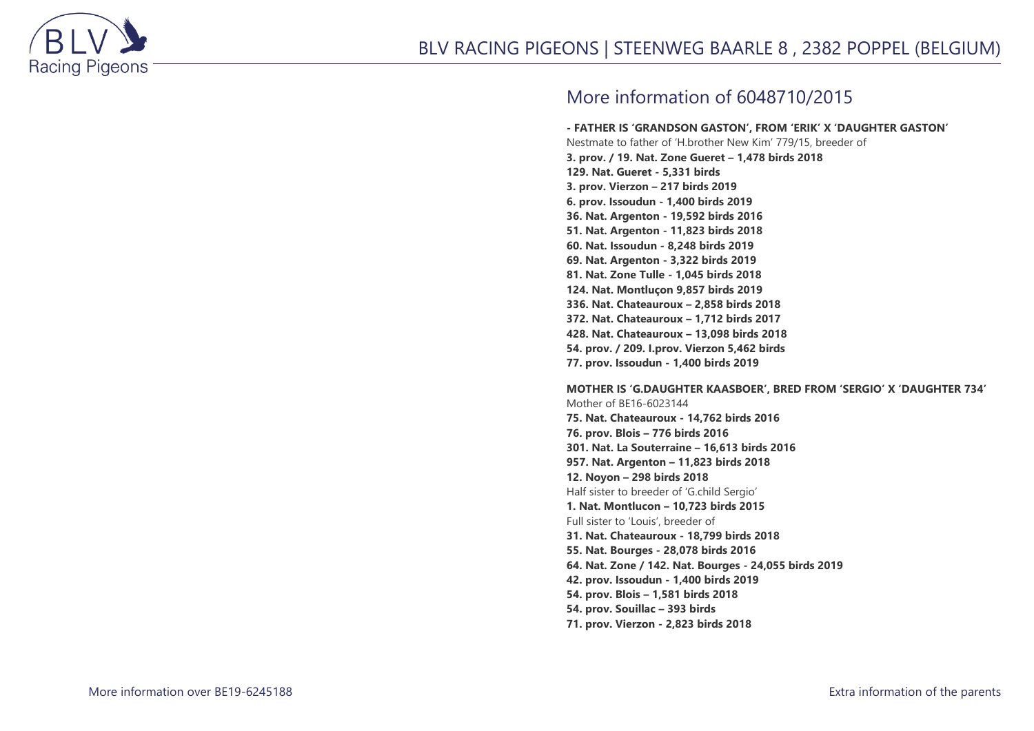## More information of 6048710/2015

**- FATHER IS 'GRANDSON GASTON', FROM 'ERIK' X 'DAUGHTER GASTON'**

Nestmate to father of 'H.brother New Kim' 779/15, breeder of

**3. prov. / 19. Nat. Zone Gueret – 1,478 birds 2018**
**129. Nat. Gueret - 5,331 birds**
**3. prov. Vierzon – 217 birds 2019**
**6. prov. Issoudun - 1,400 birds 2019**
**36. Nat. Argenton - 19,592 birds 2016**
**51. Nat. Argenton - 11,823 birds 2018**
**60. Nat. Issoudun - 8,248 birds 2019**
**69. Nat. Argenton - 3,322 birds 2019**
**81. Nat. Zone Tulle - 1,045 birds 2018**
**124. Nat. Montluçon 9,857 birds 2019**
**336. Nat. Chateauroux – 2,858 birds 2018**
**372. Nat. Chateauroux – 1,712 birds 2017**
**428. Nat. Chateauroux – 13,098 birds 2018**
**54. prov. / 209. I.prov. Vierzon 5,462 birds**
**77. prov. Issoudun - 1,400 birds 2019**

**MOTHER IS 'G.DAUGHTER KAASBOER', BRED FROM 'SERGIO' X 'DAUGHTER 734'**

Mother of BE16-6023144

**75. Nat. Chateauroux - 14,762 birds 2016**
**76. prov. Blois – 776 birds 2016**
**301. Nat. La Souterraine – 16,613 birds 2016**
**957. Nat. Argenton – 11,823 birds 2018**
**12. Noyon – 298 birds 2018**

Half sister to breeder of 'G.child Sergio'

**1. Nat. Montlucon – 10,723 birds 2015**

Full sister to 'Louis', breeder of

**31. Nat. Chateauroux - 18,799 birds 2018**
**55. Nat. Bourges - 28,078 birds 2016**
**64. Nat. Zone / 142. Nat. Bourges - 24,055 birds 2019**
**42. prov. Issoudun - 1,400 birds 2019**
**54. prov. Blois – 1,581 birds 2018**
**54. prov. Souillac – 393 birds**
**71. prov. Vierzon - 2,823 birds 2018**